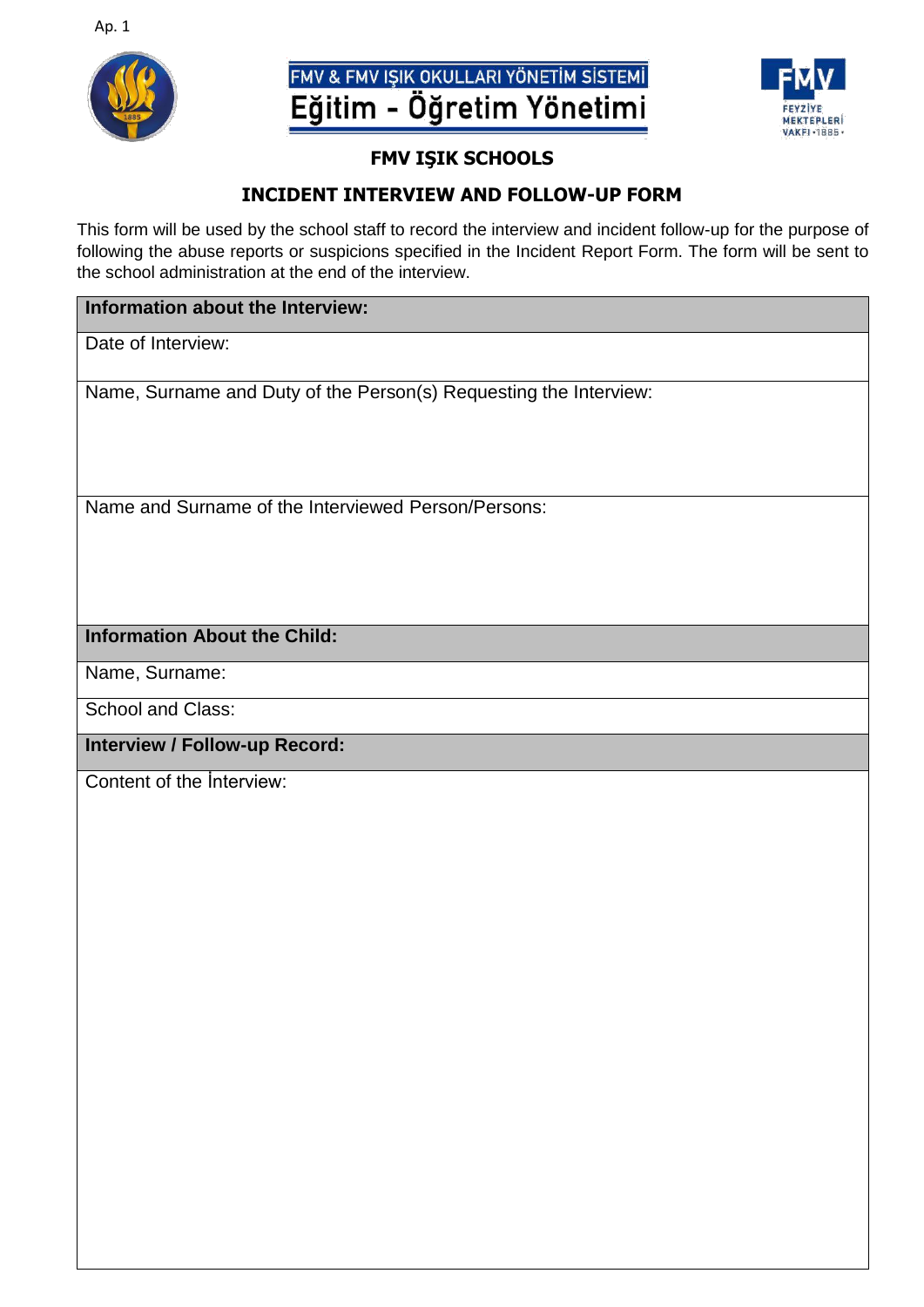Ap. 1

FMV & FMV IŞIK OKULLARI YÖNETİM SİSTEMİ

Eğitim - Öğretim Yönetimi

FEYZİYE MEKTEPLERİ VAKFI • 1885 •

## FMV IŞIK SCHOOLS

## INCIDENT INTERVIEW AND FOLLOW-UP FORM

This form will be used by the school staff to record the interview and incident follow-up for the purpose of following the abuse reports or suspicions specified in the Incident Report Form. The form will be sent to the school administration at the end of the interview.

| **Information about the Interview:** |
|---|
| Date of Interview: |
| Name, Surname and Duty of the Person(s) Requesting the Interview: |
| Name and Surname of the Interviewed Person/Persons: |
| **Information About the Child:** |
| Name, Surname: |
| School and Class: |
| **Interview / Follow-up Record:** |
| Content of the İnterview: |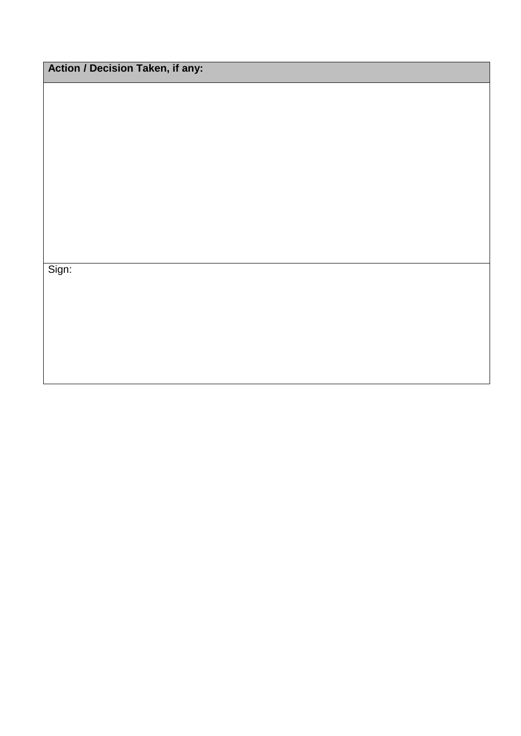| Action / Decision Taken, if any: |
| --- |
| |
| Sign: |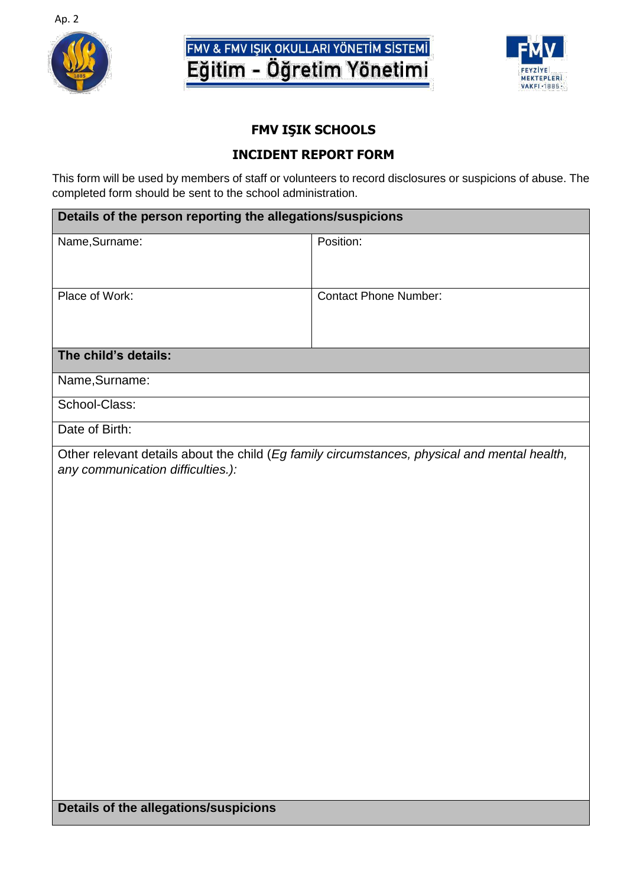Ap. 2

FMV & FMV IŞIK OKULLARI YÖNETİM SİSTEMİ

Eğitim - Öğretim Yönetimi

## FMV IŞIK SCHOOLS

## INCIDENT REPORT FORM

This form will be used by members of staff or volunteers to record disclosures or suspicions of abuse. The completed form should be sent to the school administration.

| **Details of the person reporting the allegations/suspicions** | |
|---|---|
| Name,Surname: | Position: |
| Place of Work: | Contact Phone Number: |
| **The child's details:** | |
| Name,Surname: | |
| School-Class: | |
| Date of Birth: | |
| Other relevant details about the child (*Eg family circumstances, physical and mental health, any communication difficulties.):* | |
| **Details of the allegations/suspicions** | |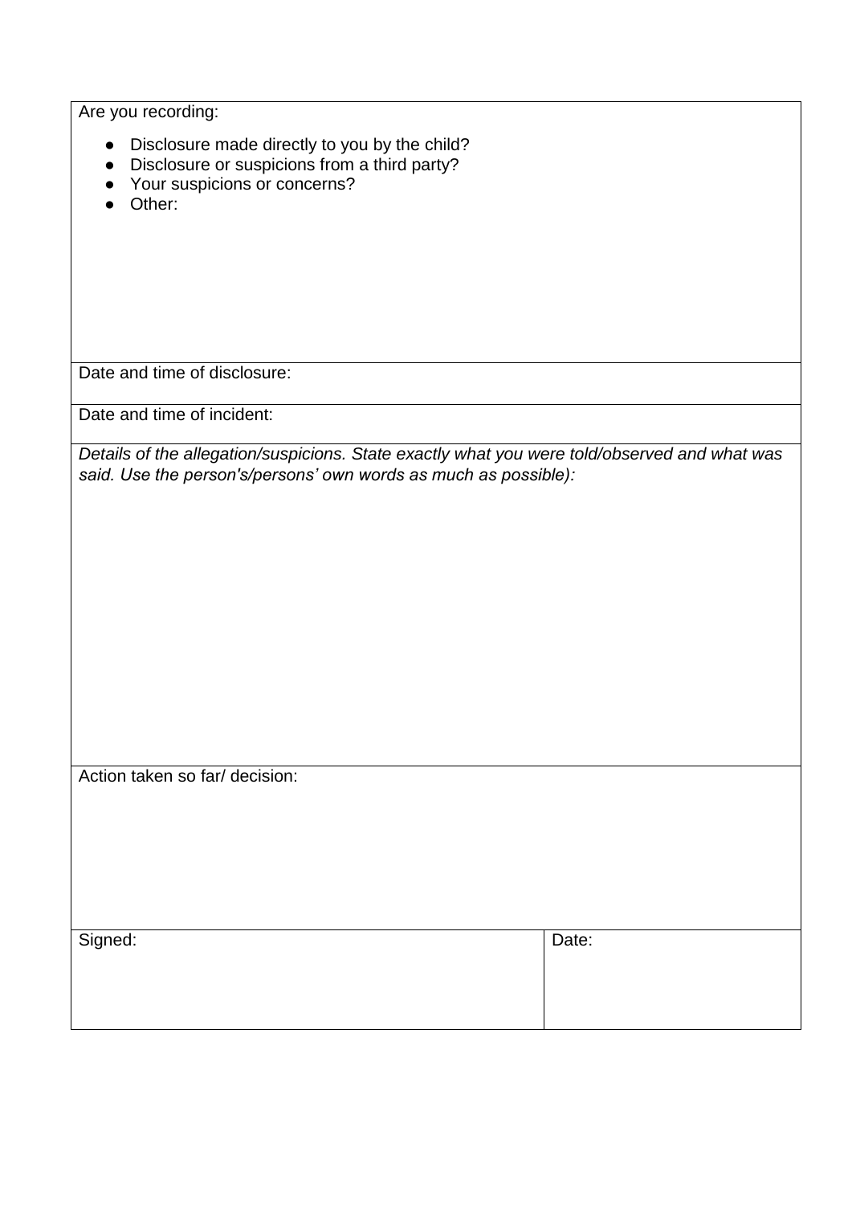| | |
|---|---|
| Are you recording:<br><br>- Disclosure made directly to you by the child?<br>- Disclosure or suspicions from a third party?<br>- Your suspicions or concerns?<br>- Other: | |
| Date and time of disclosure: | |
| Date and time of incident: | |
| *Details of the allegation/suspicions. State exactly what you were told/observed and what was said. Use the person's/persons' own words as much as possible):* | |
| Action taken so far/ decision: | |
| Signed: | Date: |